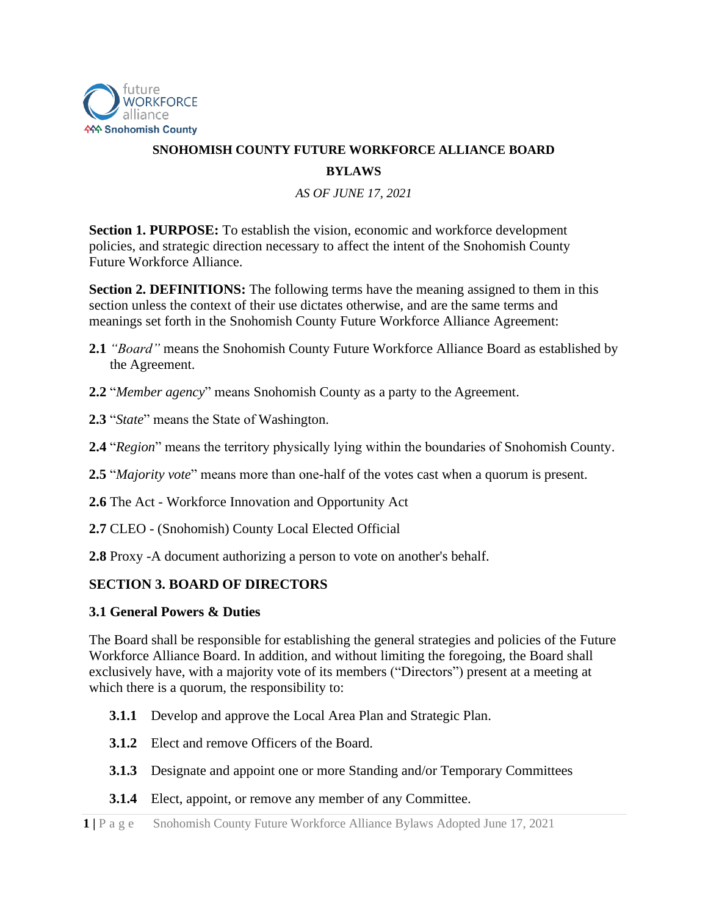# SNOHOMISH COUNTY FUTURE WORKFORCE ALLIANCE BOARD

## BYLAWS

*AS OF JUNE 17, 2021*

**Section 1. PURPOSE:** To establish the vision, economic and workforce development policies, and strategic direction necessary to affect the intent of the Snohomish County Future Workforce Alliance.

**Section 2. DEFINITIONS:** The following terms have the meaning assigned to them in this section unless the context of their use dictates otherwise, and are the same terms and meanings set forth in the Snohomish County Future Workforce Alliance Agreement:

**2.1** *"Board"* means the Snohomish County Future Workforce Alliance Board as established by the Agreement.

**2.2** "*Member agency*" means Snohomish County as a party to the Agreement.

**2.3** "*State*" means the State of Washington.

**2.4** "*Region*" means the territory physically lying within the boundaries of Snohomish County.

**2.5** "*Majority vote*" means more than one-half of the votes cast when a quorum is present.

**2.6** The Act - Workforce Innovation and Opportunity Act

**2.7** CLEO - (Snohomish) County Local Elected Official

**2.8** Proxy -A document authorizing a person to vote on another's behalf.

## SECTION 3. BOARD OF DIRECTORS

### 3.1 General Powers & Duties

The Board shall be responsible for establishing the general strategies and policies of the Future Workforce Alliance Board. In addition, and without limiting the foregoing, the Board shall exclusively have, with a majority vote of its members ("Directors") present at a meeting at which there is a quorum, the responsibility to:

**3.1.1** Develop and approve the Local Area Plan and Strategic Plan.

**3.1.2** Elect and remove Officers of the Board.

**3.1.3** Designate and appoint one or more Standing and/or Temporary Committees

**3.1.4** Elect, appoint, or remove any member of any Committee.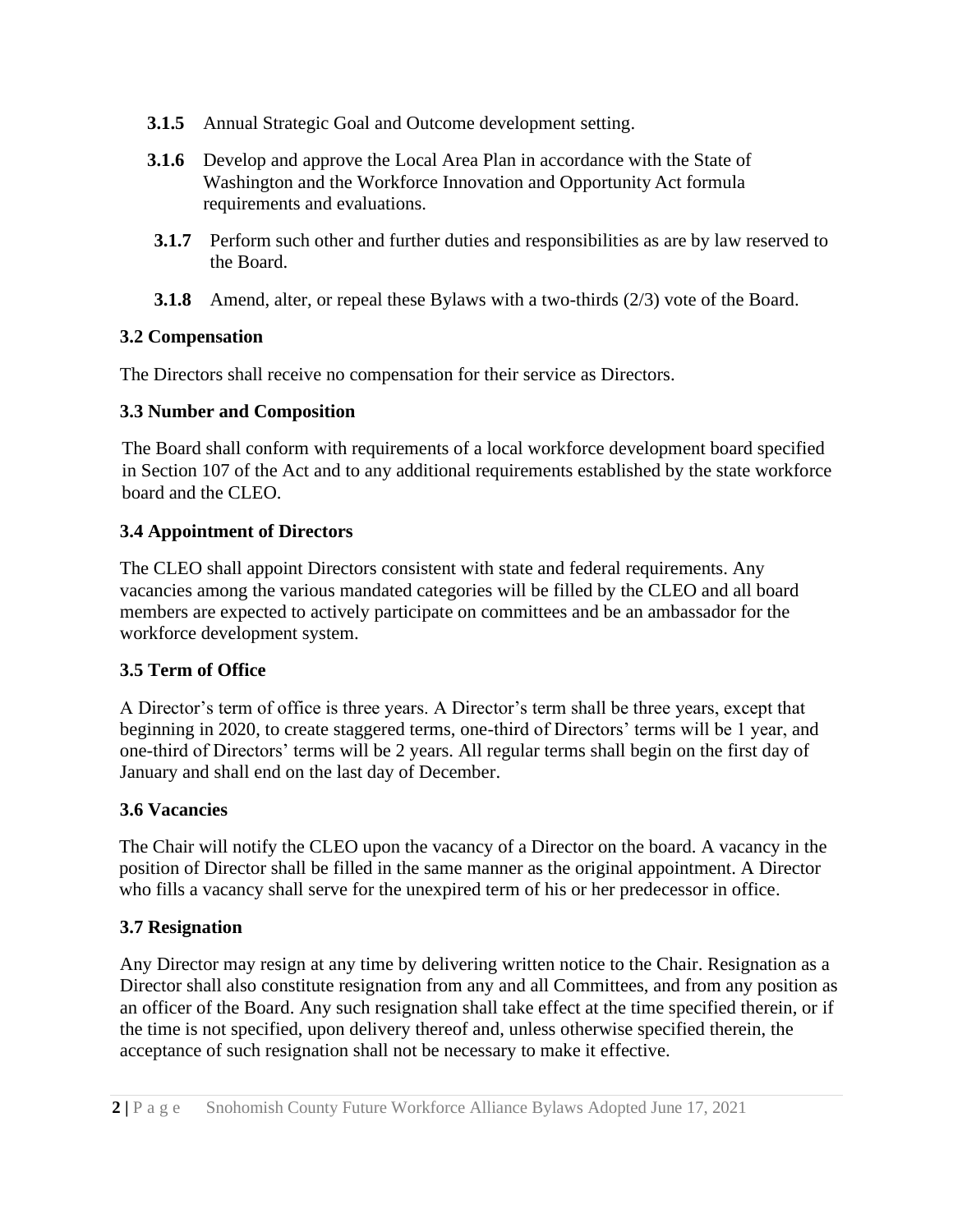**3.1.5** Annual Strategic Goal and Outcome development setting.

**3.1.6** Develop and approve the Local Area Plan in accordance with the State of Washington and the Workforce Innovation and Opportunity Act formula requirements and evaluations.

**3.1.7** Perform such other and further duties and responsibilities as are by law reserved to the Board.

**3.1.8** Amend, alter, or repeal these Bylaws with a two-thirds (2/3) vote of the Board.

### 3.2 Compensation

The Directors shall receive no compensation for their service as Directors.

### 3.3 Number and Composition

The Board shall conform with requirements of a local workforce development board specified in Section 107 of the Act and to any additional requirements established by the state workforce board and the CLEO.

### 3.4 Appointment of Directors

The CLEO shall appoint Directors consistent with state and federal requirements. Any vacancies among the various mandated categories will be filled by the CLEO and all board members are expected to actively participate on committees and be an ambassador for the workforce development system.

### 3.5 Term of Office

A Director's term of office is three years. A Director's term shall be three years, except that beginning in 2020, to create staggered terms, one-third of Directors' terms will be 1 year, and one-third of Directors' terms will be 2 years. All regular terms shall begin on the first day of January and shall end on the last day of December.

### 3.6 Vacancies

The Chair will notify the CLEO upon the vacancy of a Director on the board. A vacancy in the position of Director shall be filled in the same manner as the original appointment. A Director who fills a vacancy shall serve for the unexpired term of his or her predecessor in office.

### 3.7 Resignation

Any Director may resign at any time by delivering written notice to the Chair. Resignation as a Director shall also constitute resignation from any and all Committees, and from any position as an officer of the Board. Any such resignation shall take effect at the time specified therein, or if the time is not specified, upon delivery thereof and, unless otherwise specified therein, the acceptance of such resignation shall not be necessary to make it effective.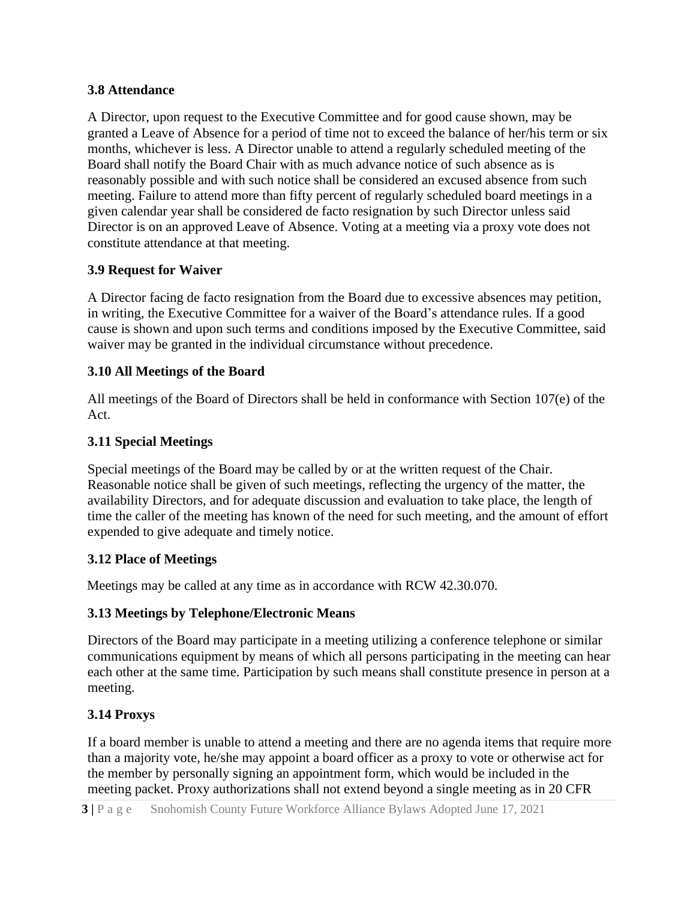### 3.8 Attendance

A Director, upon request to the Executive Committee and for good cause shown, may be granted a Leave of Absence for a period of time not to exceed the balance of her/his term or six months, whichever is less. A Director unable to attend a regularly scheduled meeting of the Board shall notify the Board Chair with as much advance notice of such absence as is reasonably possible and with such notice shall be considered an excused absence from such meeting. Failure to attend more than fifty percent of regularly scheduled board meetings in a given calendar year shall be considered de facto resignation by such Director unless said Director is on an approved Leave of Absence. Voting at a meeting via a proxy vote does not constitute attendance at that meeting.

### 3.9 Request for Waiver

A Director facing de facto resignation from the Board due to excessive absences may petition, in writing, the Executive Committee for a waiver of the Board's attendance rules. If a good cause is shown and upon such terms and conditions imposed by the Executive Committee, said waiver may be granted in the individual circumstance without precedence.

### 3.10 All Meetings of the Board

All meetings of the Board of Directors shall be held in conformance with Section 107(e) of the Act.

### 3.11 Special Meetings

Special meetings of the Board may be called by or at the written request of the Chair. Reasonable notice shall be given of such meetings, reflecting the urgency of the matter, the availability Directors, and for adequate discussion and evaluation to take place, the length of time the caller of the meeting has known of the need for such meeting, and the amount of effort expended to give adequate and timely notice.

### 3.12 Place of Meetings

Meetings may be called at any time as in accordance with RCW 42.30.070.

### 3.13 Meetings by Telephone/Electronic Means

Directors of the Board may participate in a meeting utilizing a conference telephone or similar communications equipment by means of which all persons participating in the meeting can hear each other at the same time. Participation by such means shall constitute presence in person at a meeting.

### 3.14 Proxys

If a board member is unable to attend a meeting and there are no agenda items that require more than a majority vote, he/she may appoint a board officer as a proxy to vote or otherwise act for the member by personally signing an appointment form, which would be included in the meeting packet. Proxy authorizations shall not extend beyond a single meeting as in 20 CFR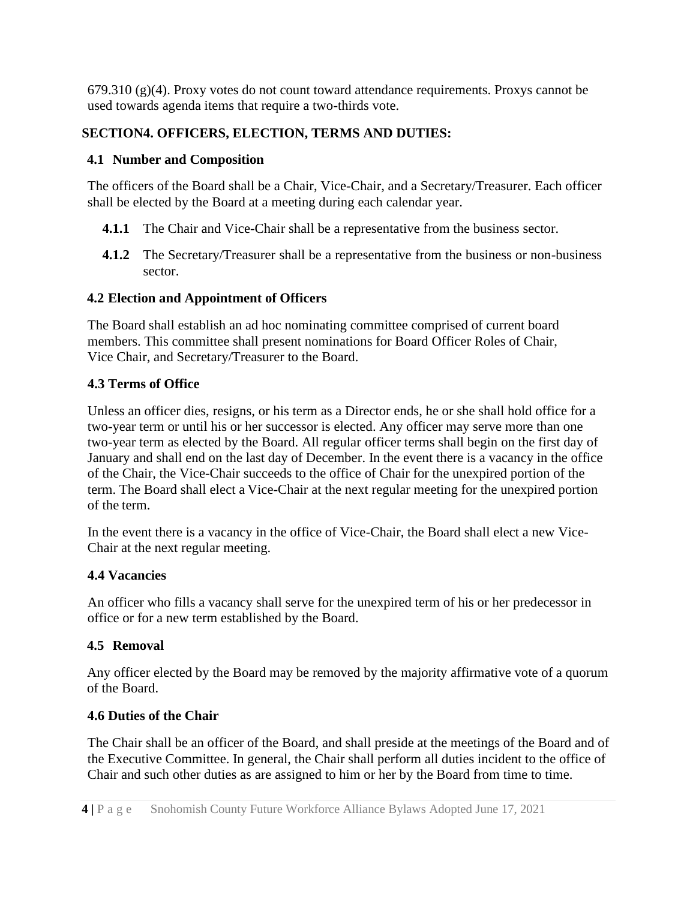679.310 (g)(4). Proxy votes do not count toward attendance requirements. Proxys cannot be used towards agenda items that require a two-thirds vote.

## SECTION4. OFFICERS, ELECTION, TERMS AND DUTIES:

### 4.1 Number and Composition

The officers of the Board shall be a Chair, Vice-Chair, and a Secretary/Treasurer. Each officer shall be elected by the Board at a meeting during each calendar year.

**4.1.1** The Chair and Vice-Chair shall be a representative from the business sector.

**4.1.2** The Secretary/Treasurer shall be a representative from the business or non-business sector.

### 4.2 Election and Appointment of Officers

The Board shall establish an ad hoc nominating committee comprised of current board members. This committee shall present nominations for Board Officer Roles of Chair, Vice Chair, and Secretary/Treasurer to the Board.

### 4.3 Terms of Office

Unless an officer dies, resigns, or his term as a Director ends, he or she shall hold office for a two-year term or until his or her successor is elected. Any officer may serve more than one two-year term as elected by the Board. All regular officer terms shall begin on the first day of January and shall end on the last day of December. In the event there is a vacancy in the office of the Chair, the Vice-Chair succeeds to the office of Chair for the unexpired portion of the term. The Board shall elect a Vice-Chair at the next regular meeting for the unexpired portion of the term.

In the event there is a vacancy in the office of Vice-Chair, the Board shall elect a new Vice-Chair at the next regular meeting.

### 4.4 Vacancies

An officer who fills a vacancy shall serve for the unexpired term of his or her predecessor in office or for a new term established by the Board.

### 4.5 Removal

Any officer elected by the Board may be removed by the majority affirmative vote of a quorum of the Board.

### 4.6 Duties of the Chair

The Chair shall be an officer of the Board, and shall preside at the meetings of the Board and of the Executive Committee. In general, the Chair shall perform all duties incident to the office of Chair and such other duties as are assigned to him or her by the Board from time to time.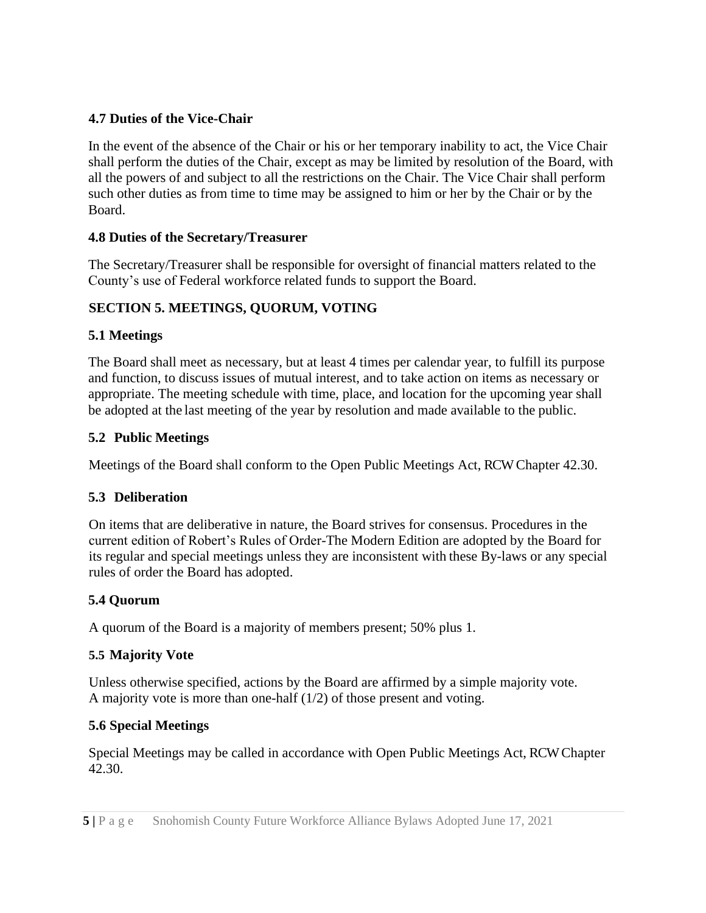### 4.7 Duties of the Vice-Chair

In the event of the absence of the Chair or his or her temporary inability to act, the Vice Chair shall perform the duties of the Chair, except as may be limited by resolution of the Board, with all the powers of and subject to all the restrictions on the Chair. The Vice Chair shall perform such other duties as from time to time may be assigned to him or her by the Chair or by the Board.

### 4.8 Duties of the Secretary/Treasurer

The Secretary/Treasurer shall be responsible for oversight of financial matters related to the County's use of Federal workforce related funds to support the Board.

## SECTION 5. MEETINGS, QUORUM, VOTING

### 5.1 Meetings

The Board shall meet as necessary, but at least 4 times per calendar year, to fulfill its purpose and function, to discuss issues of mutual interest, and to take action on items as necessary or appropriate. The meeting schedule with time, place, and location for the upcoming year shall be adopted at the last meeting of the year by resolution and made available to the public.

### 5.2 Public Meetings

Meetings of the Board shall conform to the Open Public Meetings Act, RCW Chapter 42.30.

### 5.3 Deliberation

On items that are deliberative in nature, the Board strives for consensus. Procedures in the current edition of Robert's Rules of Order-The Modern Edition are adopted by the Board for its regular and special meetings unless they are inconsistent with these By-laws or any special rules of order the Board has adopted.

### 5.4 Quorum

A quorum of the Board is a majority of members present; 50% plus 1.

### 5.5 Majority Vote

Unless otherwise specified, actions by the Board are affirmed by a simple majority vote. A majority vote is more than one-half (1/2) of those present and voting.

### 5.6 Special Meetings

Special Meetings may be called in accordance with Open Public Meetings Act, RCW Chapter 42.30.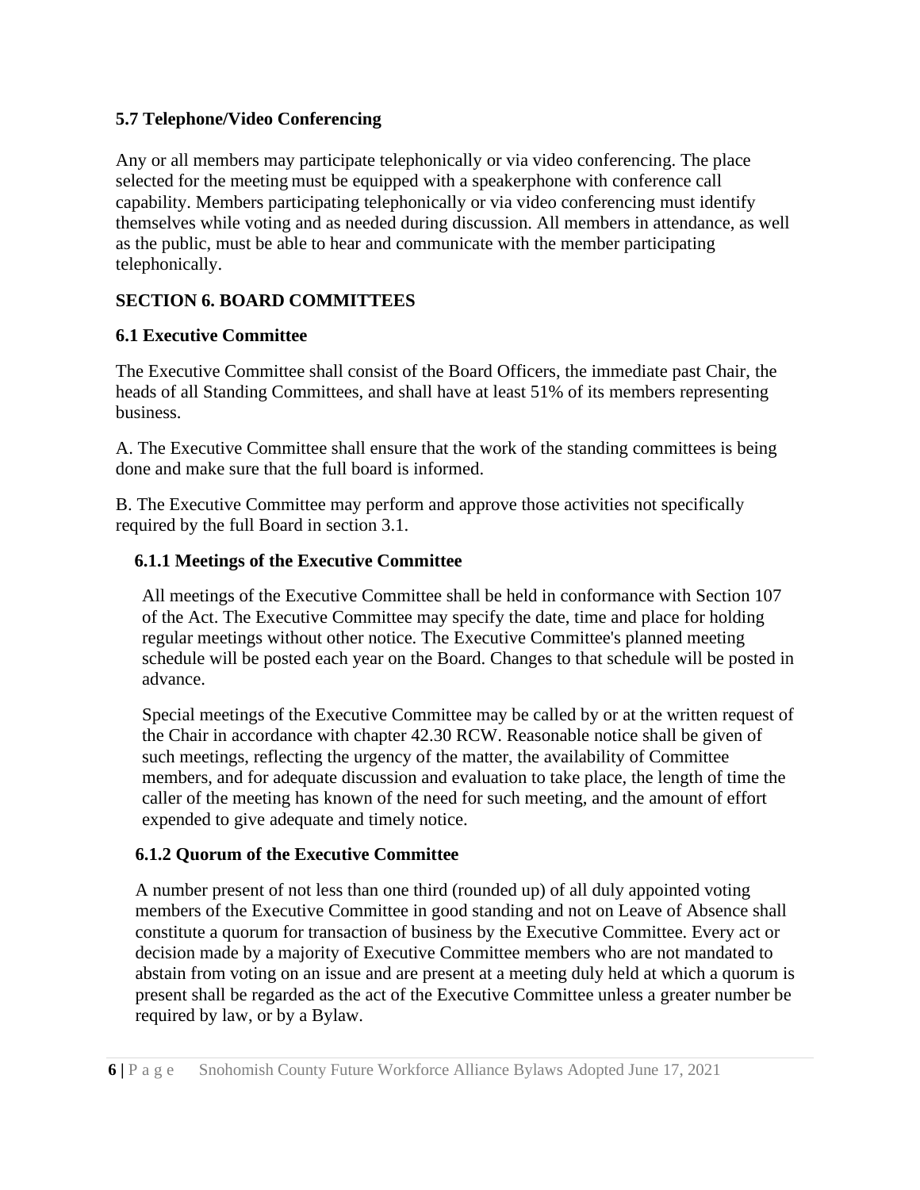**5.7 Telephone/Video Conferencing**

Any or all members may participate telephonically or via video conferencing. The place selected for the meeting must be equipped with a speakerphone with conference call capability. Members participating telephonically or via video conferencing must identify themselves while voting and as needed during discussion. All members in attendance, as well as the public, must be able to hear and communicate with the member participating telephonically.

## SECTION 6. BOARD COMMITTEES

### 6.1 Executive Committee

The Executive Committee shall consist of the Board Officers, the immediate past Chair, the heads of all Standing Committees, and shall have at least 51% of its members representing business.

A. The Executive Committee shall ensure that the work of the standing committees is being done and make sure that the full board is informed.

B. The Executive Committee may perform and approve those activities not specifically required by the full Board in section 3.1.

#### 6.1.1 Meetings of the Executive Committee

All meetings of the Executive Committee shall be held in conformance with Section 107 of the Act. The Executive Committee may specify the date, time and place for holding regular meetings without other notice. The Executive Committee's planned meeting schedule will be posted each year on the Board. Changes to that schedule will be posted in advance.

Special meetings of the Executive Committee may be called by or at the written request of the Chair in accordance with chapter 42.30 RCW. Reasonable notice shall be given of such meetings, reflecting the urgency of the matter, the availability of Committee members, and for adequate discussion and evaluation to take place, the length of time the caller of the meeting has known of the need for such meeting, and the amount of effort expended to give adequate and timely notice.

#### 6.1.2 Quorum of the Executive Committee

A number present of not less than one third (rounded up) of all duly appointed voting members of the Executive Committee in good standing and not on Leave of Absence shall constitute a quorum for transaction of business by the Executive Committee. Every act or decision made by a majority of Executive Committee members who are not mandated to abstain from voting on an issue and are present at a meeting duly held at which a quorum is present shall be regarded as the act of the Executive Committee unless a greater number be required by law, or by a Bylaw.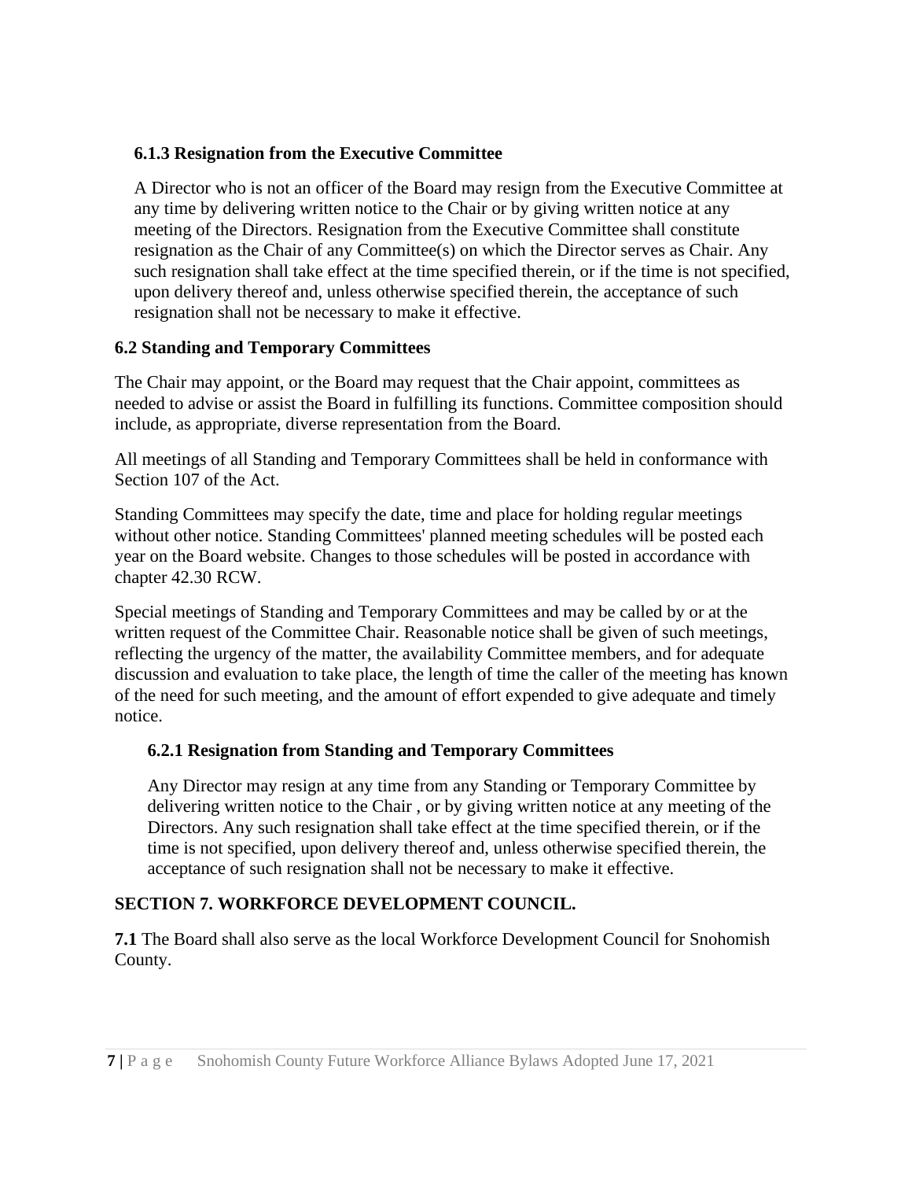### 6.1.3 Resignation from the Executive Committee

A Director who is not an officer of the Board may resign from the Executive Committee at any time by delivering written notice to the Chair or by giving written notice at any meeting of the Directors. Resignation from the Executive Committee shall constitute resignation as the Chair of any Committee(s) on which the Director serves as Chair. Any such resignation shall take effect at the time specified therein, or if the time is not specified, upon delivery thereof and, unless otherwise specified therein, the acceptance of such resignation shall not be necessary to make it effective.

## 6.2 Standing and Temporary Committees

The Chair may appoint, or the Board may request that the Chair appoint, committees as needed to advise or assist the Board in fulfilling its functions. Committee composition should include, as appropriate, diverse representation from the Board.

All meetings of all Standing and Temporary Committees shall be held in conformance with Section 107 of the Act.

Standing Committees may specify the date, time and place for holding regular meetings without other notice. Standing Committees' planned meeting schedules will be posted each year on the Board website. Changes to those schedules will be posted in accordance with chapter 42.30 RCW.

Special meetings of Standing and Temporary Committees and may be called by or at the written request of the Committee Chair. Reasonable notice shall be given of such meetings, reflecting the urgency of the matter, the availability Committee members, and for adequate discussion and evaluation to take place, the length of time the caller of the meeting has known of the need for such meeting, and the amount of effort expended to give adequate and timely notice.

### 6.2.1 Resignation from Standing and Temporary Committees

Any Director may resign at any time from any Standing or Temporary Committee by delivering written notice to the Chair , or by giving written notice at any meeting of the Directors. Any such resignation shall take effect at the time specified therein, or if the time is not specified, upon delivery thereof and, unless otherwise specified therein, the acceptance of such resignation shall not be necessary to make it effective.

## SECTION 7. WORKFORCE DEVELOPMENT COUNCIL.

**7.1** The Board shall also serve as the local Workforce Development Council for Snohomish County.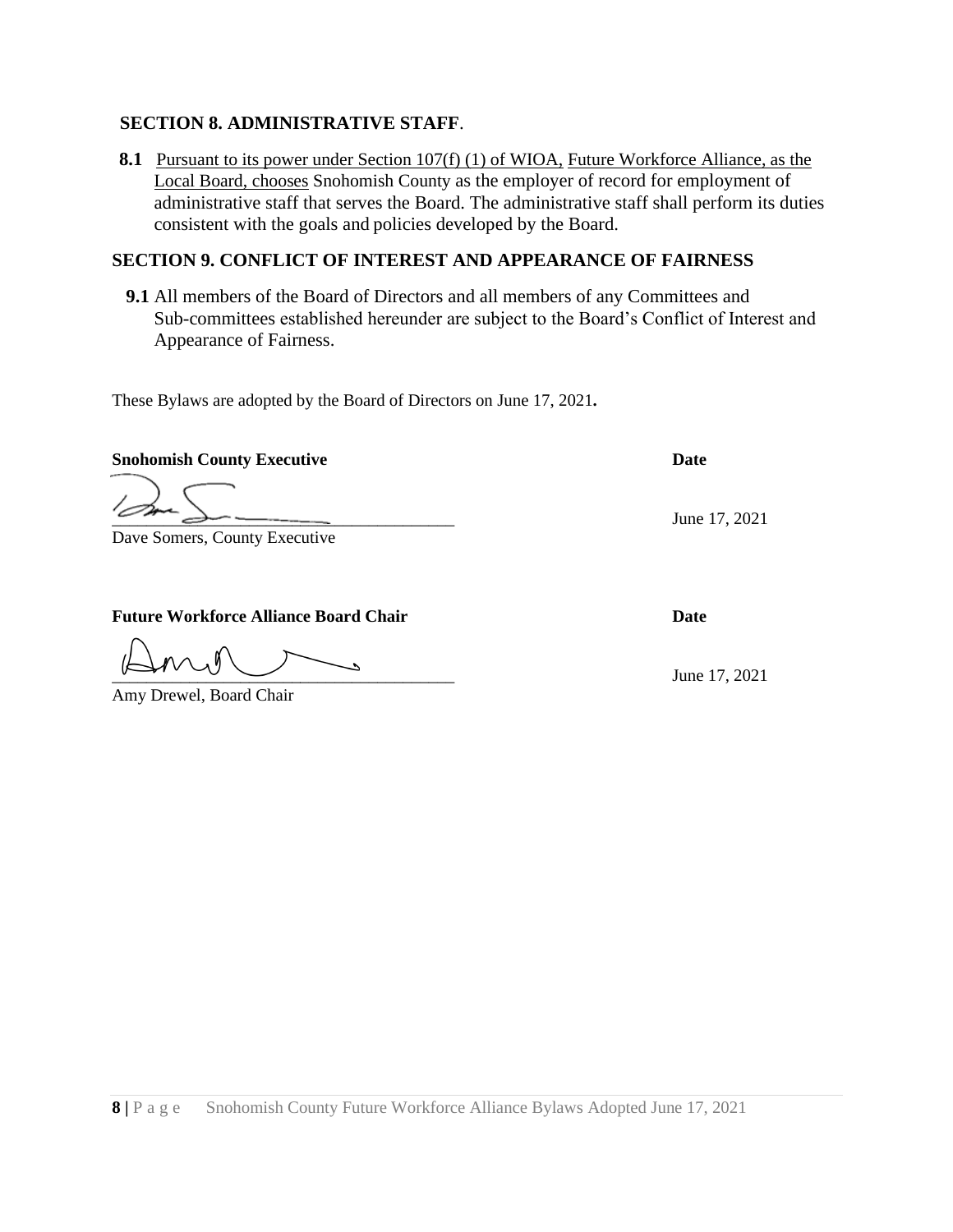## SECTION 8. ADMINISTRATIVE STAFF.

**8.1** Pursuant to its power under Section 107(f) (1) of WIOA, Future Workforce Alliance, as the Local Board, chooses Snohomish County as the employer of record for employment of administrative staff that serves the Board. The administrative staff shall perform its duties consistent with the goals and policies developed by the Board.

## SECTION 9. CONFLICT OF INTEREST AND APPEARANCE OF FAIRNESS

**9.1** All members of the Board of Directors and all members of any Committees and Sub-committees established hereunder are subject to the Board's Conflict of Interest and Appearance of Fairness.

These Bylaws are adopted by the Board of Directors on June 17, 2021**.**

**Snohomish County Executive** **Date**

_______________________________________ June 17, 2021

Dave Somers, County Executive

**Future Workforce Alliance Board Chair** **Date**

_______________________________________ June 17, 2021

Amy Drewel, Board Chair